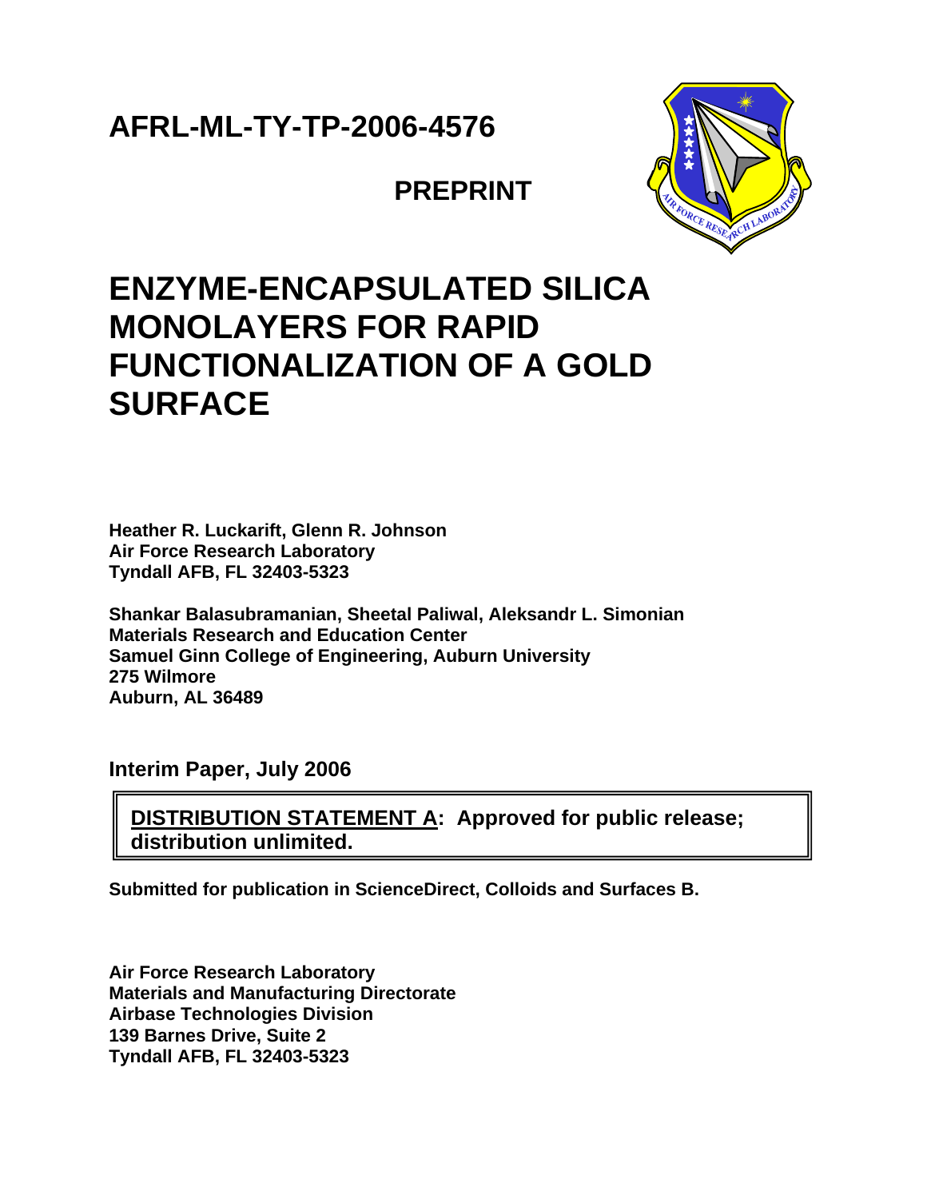**AFRL-ML-TY-TP-2006-4576**

**PREPRINT**

# ENZYME-ENCAPSULATED SILICA MONOLAYERS FOR RAPID FUNCTIONALIZATION OF A GOLD SURFACE

**Heather R. Luckarift, Glenn R. Johnson**
**Air Force Research Laboratory**
**Tyndall AFB, FL 32403-5323**

**Shankar Balasubramanian, Sheetal Paliwal, Aleksandr L. Simonian**
**Materials Research and Education Center**
**Samuel Ginn College of Engineering, Auburn University**
**275 Wilmore**
**Auburn, AL 36489**

**Interim Paper, July 2006**

**DISTRIBUTION STATEMENT A: Approved for public release; distribution unlimited.**

**Submitted for publication in ScienceDirect, Colloids and Surfaces B.**

**Air Force Research Laboratory**
**Materials and Manufacturing Directorate**
**Airbase Technologies Division**
**139 Barnes Drive, Suite 2**
**Tyndall AFB, FL 32403-5323**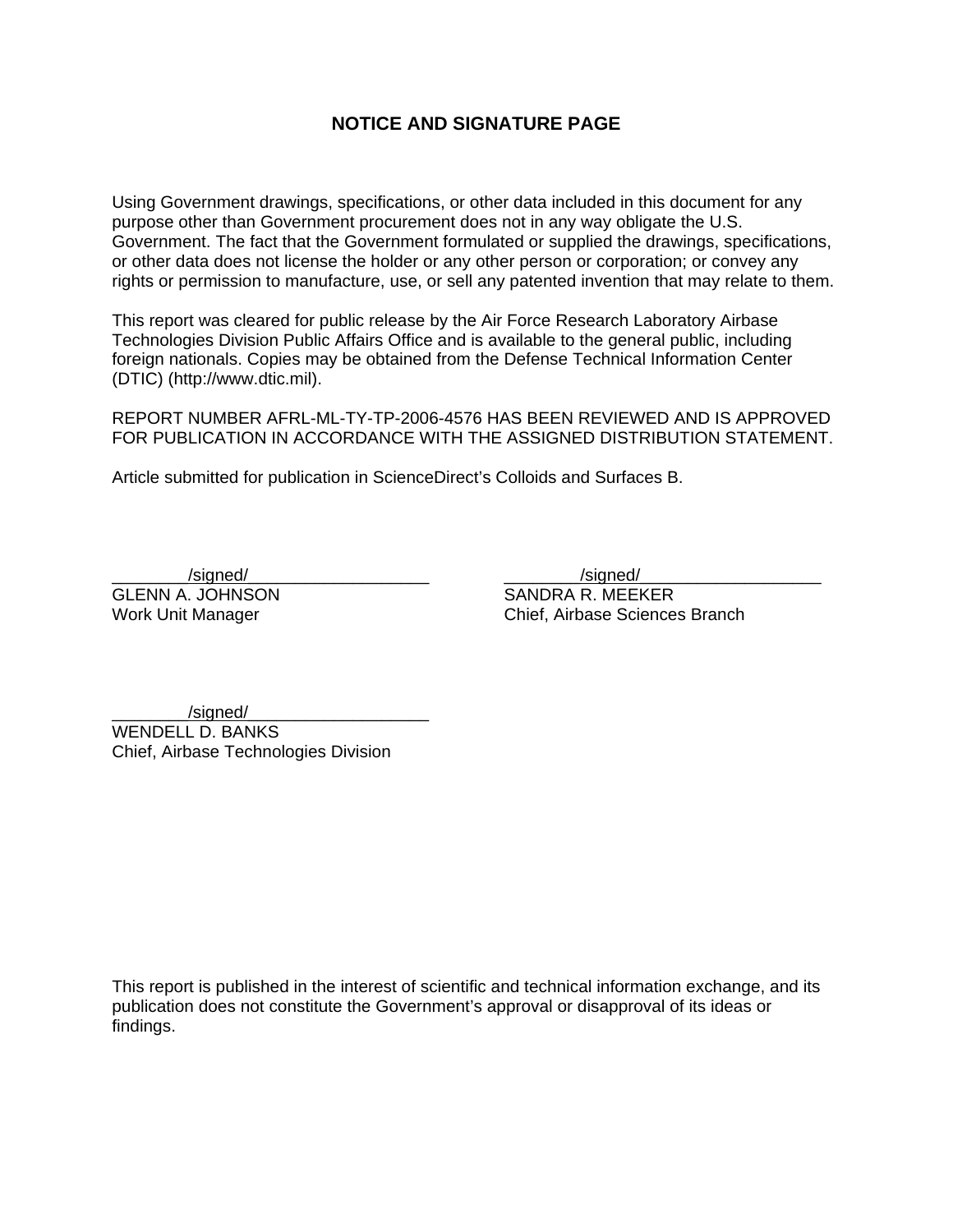# NOTICE AND SIGNATURE PAGE

Using Government drawings, specifications, or other data included in this document for any purpose other than Government procurement does not in any way obligate the U.S. Government. The fact that the Government formulated or supplied the drawings, specifications, or other data does not license the holder or any other person or corporation; or convey any rights or permission to manufacture, use, or sell any patented invention that may relate to them.

This report was cleared for public release by the Air Force Research Laboratory Airbase Technologies Division Public Affairs Office and is available to the general public, including foreign nationals. Copies may be obtained from the Defense Technical Information Center (DTIC) (http://www.dtic.mil).

REPORT NUMBER AFRL-ML-TY-TP-2006-4576 HAS BEEN REVIEWED AND IS APPROVED FOR PUBLICATION IN ACCORDANCE WITH THE ASSIGNED DISTRIBUTION STATEMENT.

Article submitted for publication in ScienceDirect's Colloids and Surfaces B.

________/signed/___________________
GLENN A. JOHNSON
Work Unit Manager

________/signed/___________________
SANDRA R. MEEKER
Chief, Airbase Sciences Branch

________/signed/___________________
WENDELL D. BANKS
Chief, Airbase Technologies Division

This report is published in the interest of scientific and technical information exchange, and its publication does not constitute the Government's approval or disapproval of its ideas or findings.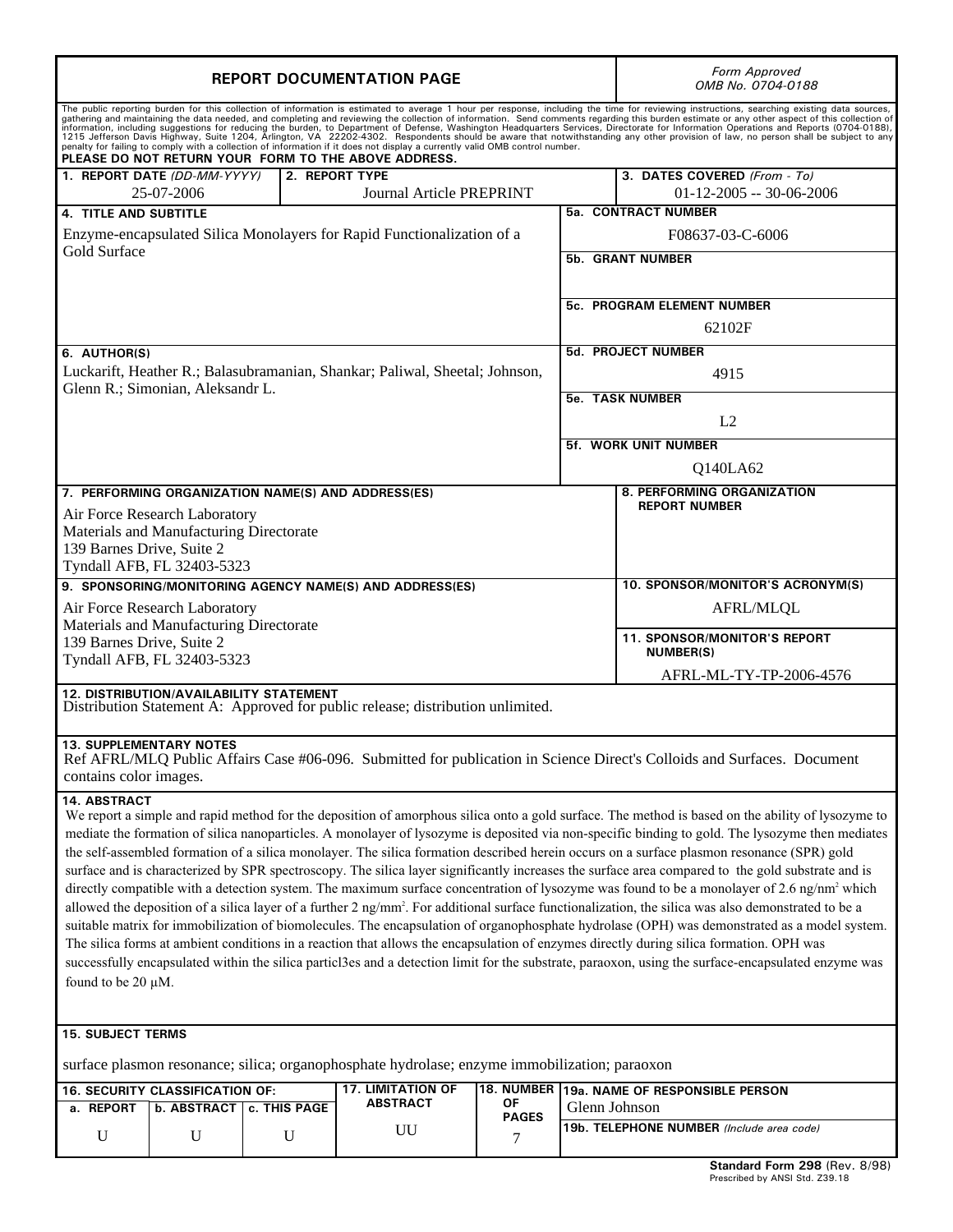# REPORT DOCUMENTATION PAGE

*Form Approved*
*OMB No. 0704-0188*

The public reporting burden for this collection of information is estimated to average 1 hour per response, including the time for reviewing instructions, searching existing data sources, gathering and maintaining the data needed, and completing and reviewing the collection of information. Send comments regarding this burden estimate or any other aspect of this collection of information, including suggestions for reducing the burden, to Department of Defense, Washington Headquarters Services, Directorate for Information Operations and Reports (0704-0188), 1215 Jefferson Davis Highway, Suite 1204, Arlington, VA 22202-4302. Respondents should be aware that notwithstanding any other provision of law, no person shall be subject to any penalty for failing to comply with a collection of information if it does not display a currently valid OMB control number.

**PLEASE DO NOT RETURN YOUR FORM TO THE ABOVE ADDRESS.**

| Field | Value |
|---|---|
| 1. REPORT DATE (DD-MM-YYYY) | 25-07-2006 |
| 2. REPORT TYPE | Journal Article PREPRINT |
| 3. DATES COVERED (From - To) | 01-12-2005 -- 30-06-2006 |
| 4. TITLE AND SUBTITLE | Enzyme-encapsulated Silica Monolayers for Rapid Functionalization of a Gold Surface |
| 5a. CONTRACT NUMBER | F08637-03-C-6006 |
| 5b. GRANT NUMBER | |
| 5c. PROGRAM ELEMENT NUMBER | 62102F |
| 5d. PROJECT NUMBER | 4915 |
| 5e. TASK NUMBER | L2 |
| 5f. WORK UNIT NUMBER | Q140LA62 |
| 6. AUTHOR(S) | Luckarift, Heather R.; Balasubramanian, Shankar; Paliwal, Sheetal; Johnson, Glenn R.; Simonian, Aleksandr L. |
| 7. PERFORMING ORGANIZATION NAME(S) AND ADDRESS(ES) | Air Force Research Laboratory<br>Materials and Manufacturing Directorate<br>139 Barnes Drive, Suite 2<br>Tyndall AFB, FL 32403-5323 |
| 8. PERFORMING ORGANIZATION REPORT NUMBER | |
| 9. SPONSORING/MONITORING AGENCY NAME(S) AND ADDRESS(ES) | Air Force Research Laboratory<br>Materials and Manufacturing Directorate<br>139 Barnes Drive, Suite 2<br>Tyndall AFB, FL 32403-5323 |
| 10. SPONSOR/MONITOR'S ACRONYM(S) | AFRL/MLQL |
| 11. SPONSOR/MONITOR'S REPORT NUMBER(S) | AFRL-ML-TY-TP-2006-4576 |

**12. DISTRIBUTION/AVAILABILITY STATEMENT**

Distribution Statement A: Approved for public release; distribution unlimited.

**13. SUPPLEMENTARY NOTES**

Ref AFRL/MLQ Public Affairs Case #06-096. Submitted for publication in Science Direct's Colloids and Surfaces. Document contains color images.

**14. ABSTRACT**

We report a simple and rapid method for the deposition of amorphous silica onto a gold surface. The method is based on the ability of lysozyme to mediate the formation of silica nanoparticles. A monolayer of lysozyme is deposited via non-specific binding to gold. The lysozyme then mediates the self-assembled formation of a silica monolayer. The silica formation described herein occurs on a surface plasmon resonance (SPR) gold surface and is characterized by SPR spectroscopy. The silica layer significantly increases the surface area compared to the gold substrate and is directly compatible with a detection system. The maximum surface concentration of lysozyme was found to be a monolayer of 2.6 ng/nm$^2$ which allowed the deposition of a silica layer of a further 2 ng/mm$^2$. For additional surface functionalization, the silica was also demonstrated to be a suitable matrix for immobilization of biomolecules. The encapsulation of organophosphate hydrolase (OPH) was demonstrated as a model system. The silica forms at ambient conditions in a reaction that allows the encapsulation of enzymes directly during silica formation. OPH was successfully encapsulated within the silica particl3es and a detection limit for the substrate, paraoxon, using the surface-encapsulated enzyme was found to be 20 μM.

**15. SUBJECT TERMS**

surface plasmon resonance; silica; organophosphate hydrolase; enzyme immobilization; paraoxon

| 16. SECURITY CLASSIFICATION OF: | | | 17. LIMITATION OF ABSTRACT | 18. NUMBER OF PAGES | 19a. NAME OF RESPONSIBLE PERSON |
|---|---|---|---|---|---|
| a. REPORT | b. ABSTRACT | c. THIS PAGE | | | Glenn Johnson |
| U | U | U | UU | 7 | 19b. TELEPHONE NUMBER (Include area code) |

**Standard Form 298** (Rev. 8/98)
Prescribed by ANSI Std. Z39.18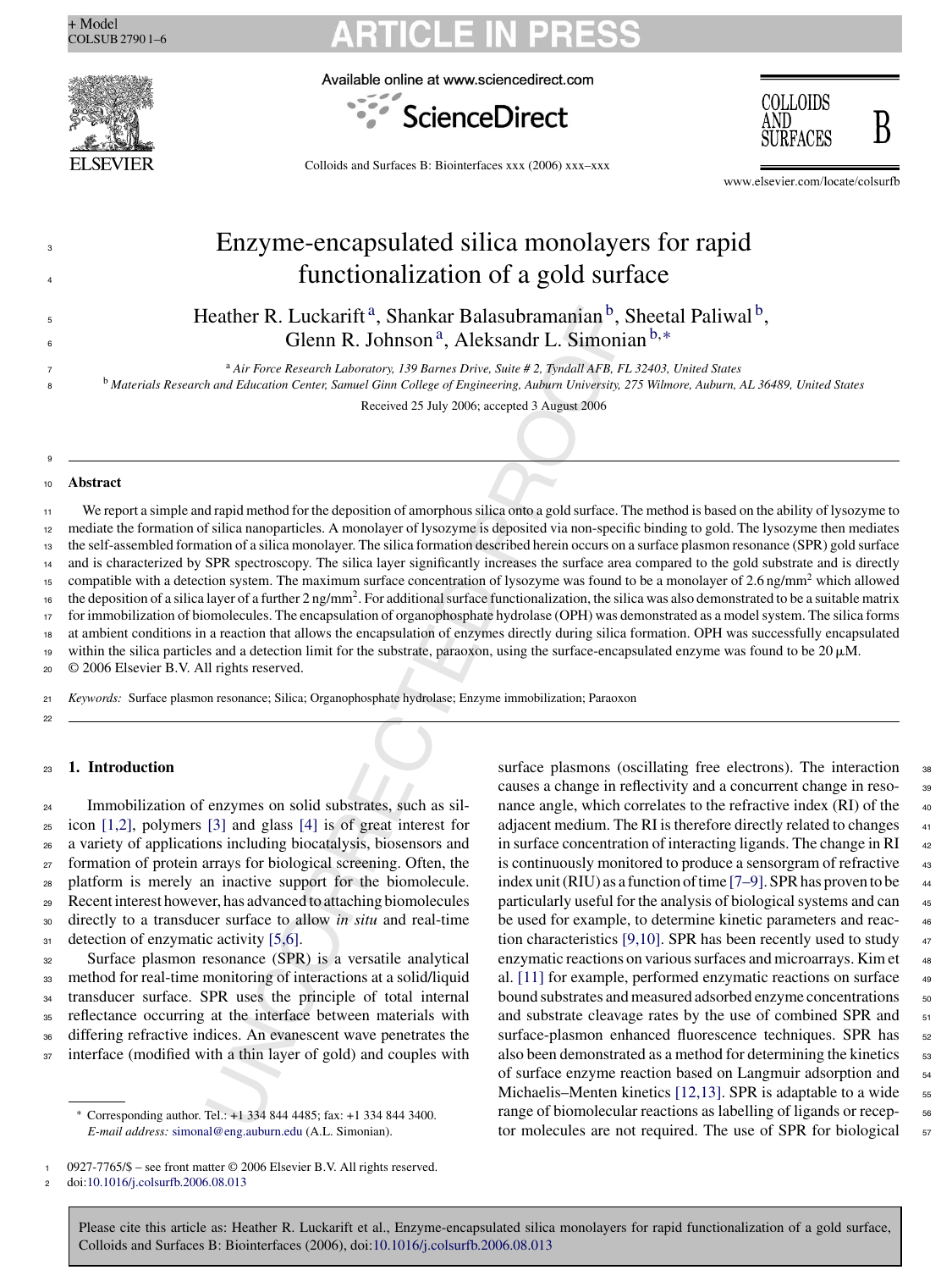# Enzyme-encapsulated silica monolayers for rapid functionalization of a gold surface

Heather R. Luckarift[a], Shankar Balasubramanian[b], Sheetal Paliwal[b], Glenn R. Johnson[a], Aleksandr L. Simonian[b,*]

[a] Air Force Research Laboratory, 139 Barnes Drive, Suite # 2, Tyndall AFB, FL 32403, United States

[b] Materials Research and Education Center, Samuel Ginn College of Engineering, Auburn University, 275 Wilmore, Auburn, AL 36489, United States

Received 25 July 2006; accepted 3 August 2006

## Abstract

We report a simple and rapid method for the deposition of amorphous silica onto a gold surface. The method is based on the ability of lysozyme to mediate the formation of silica nanoparticles. A monolayer of lysozyme is deposited via non-specific binding to gold. The lysozyme then mediates the self-assembled formation of a silica monolayer. The silica formation described herein occurs on a surface plasmon resonance (SPR) gold surface and is characterized by SPR spectroscopy. The silica layer significantly increases the surface area compared to the gold substrate and is directly compatible with a detection system. The maximum surface concentration of lysozyme was found to be a monolayer of 2.6 ng/mm$^2$ which allowed the deposition of a silica layer of a further 2 ng/mm$^2$. For additional surface functionalization, the silica was also demonstrated to be a suitable matrix for immobilization of biomolecules. The encapsulation of organophosphate hydrolase (OPH) was demonstrated as a model system. The silica forms at ambient conditions in a reaction that allows the encapsulation of enzymes directly during silica formation. OPH was successfully encapsulated within the silica particles and a detection limit for the substrate, paraoxon, using the surface-encapsulated enzyme was found to be 20 μM.

© 2006 Elsevier B.V. All rights reserved.

*Keywords:* Surface plasmon resonance; Silica; Organophosphate hydrolase; Enzyme immobilization; Paraoxon

## 1. Introduction

Immobilization of enzymes on solid substrates, such as silicon [1,2], polymers [3] and glass [4] is of great interest for a variety of applications including biocatalysis, biosensors and formation of protein arrays for biological screening. Often, the platform is merely an inactive support for the biomolecule. Recent interest however, has advanced to attaching biomolecules directly to a transducer surface to allow *in situ* and real-time detection of enzymatic activity [5,6].

Surface plasmon resonance (SPR) is a versatile analytical method for real-time monitoring of interactions at a solid/liquid transducer surface. SPR uses the principle of total internal reflectance occurring at the interface between materials with differing refractive indices. An evanescent wave penetrates the interface (modified with a thin layer of gold) and couples with surface plasmons (oscillating free electrons). The interaction causes a change in reflectivity and a concurrent change in resonance angle, which correlates to the refractive index (RI) of the adjacent medium. The RI is therefore directly related to changes in surface concentration of interacting ligands. The change in RI is continuously monitored to produce a sensorgram of refractive index unit (RIU) as a function of time [7–9]. SPR has proven to be particularly useful for the analysis of biological systems and can be used for example, to determine kinetic parameters and reaction characteristics [9,10]. SPR has been recently used to study enzymatic reactions on various surfaces and microarrays. Kim et al. [11] for example, performed enzymatic reactions on surface bound substrates and measured adsorbed enzyme concentrations and substrate cleavage rates by the use of combined SPR and surface-plasmon enhanced fluorescence techniques. SPR has also been demonstrated as a method for determining the kinetics of surface enzyme reaction based on Langmuir adsorption and Michaelis–Menten kinetics [12,13]. SPR is adaptable to a wide range of biomolecular reactions as labelling of ligands or receptor molecules are not required. The use of SPR for biological

\* Corresponding author. Tel.: +1 334 844 4485; fax: +1 334 844 3400. *E-mail address:* simonal@eng.auburn.edu (A.L. Simonian).

0927-7765/$ – see front matter © 2006 Elsevier B.V. All rights reserved.
doi:10.1016/j.colsurfb.2006.08.013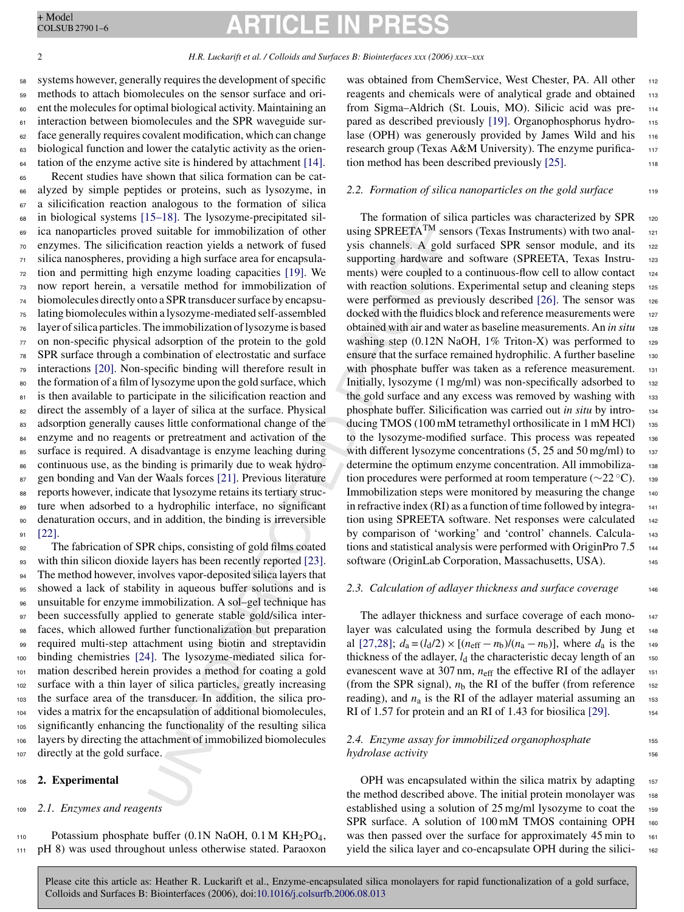systems however, generally requires the development of specific methods to attach biomolecules on the sensor surface and orient the molecules for optimal biological activity. Maintaining an interaction between biomolecules and the SPR waveguide surface generally requires covalent modification, which can change biological function and lower the catalytic activity as the orientation of the enzyme active site is hindered by attachment [14].

Recent studies have shown that silica formation can be catalyzed by simple peptides or proteins, such as lysozyme, in a silicification reaction analogous to the formation of silica in biological systems [15–18]. The lysozyme-precipitated silica nanoparticles proved suitable for immobilization of other enzymes. The silicification reaction yields a network of fused silica nanospheres, providing a high surface area for encapsulation and permitting high enzyme loading capacities [19]. We now report herein, a versatile method for immobilization of biomolecules directly onto a SPR transducer surface by encapsulating biomolecules within a lysozyme-mediated self-assembled layer of silica particles. The immobilization of lysozyme is based on non-specific physical adsorption of the protein to the gold SPR surface through a combination of electrostatic and surface interactions [20]. Non-specific binding will therefore result in the formation of a film of lysozyme upon the gold surface, which is then available to participate in the silicification reaction and direct the assembly of a layer of silica at the surface. Physical adsorption generally causes little conformational change of the enzyme and no reagents or pretreatment and activation of the surface is required. A disadvantage is enzyme leaching during continuous use, as the binding is primarily due to weak hydrogen bonding and Van der Waals forces [21]. Previous literature reports however, indicate that lysozyme retains its tertiary structure when adsorbed to a hydrophilic interface, no significant denaturation occurs, and in addition, the binding is irreversible [22].

The fabrication of SPR chips, consisting of gold films coated with thin silicon dioxide layers has been recently reported [23]. The method however, involves vapor-deposited silica layers that showed a lack of stability in aqueous buffer solutions and is unsuitable for enzyme immobilization. A sol–gel technique has been successfully applied to generate stable gold/silica interfaces, which allowed further functionalization but preparation required multi-step attachment using biotin and streptavidin binding chemistries [24]. The lysozyme-mediated silica formation described herein provides a method for coating a gold surface with a thin layer of silica particles, greatly increasing the surface area of the transducer. In addition, the silica provides a matrix for the encapsulation of additional biomolecules, significantly enhancing the functionality of the resulting silica layers by directing the attachment of immobilized biomolecules directly at the gold surface.

## 2. Experimental

### 2.1. Enzymes and reagents

Potassium phosphate buffer (0.1N NaOH, 0.1 M $KH_2PO_4$, pH 8) was used throughout unless otherwise stated. Paraoxon was obtained from ChemService, West Chester, PA. All other reagents and chemicals were of analytical grade and obtained from Sigma–Aldrich (St. Louis, MO). Silicic acid was prepared as described previously [19]. Organophosphorus hydrolase (OPH) was generously provided by James Wild and his research group (Texas A&M University). The enzyme purification method has been described previously [25].

### 2.2. Formation of silica nanoparticles on the gold surface

The formation of silica particles was characterized by SPR using SPREETA™ sensors (Texas Instruments) with two analysis channels. A gold surfaced SPR sensor module, and its supporting hardware and software (SPREETA, Texas Instruments) were coupled to a continuous-flow cell to allow contact with reaction solutions. Experimental setup and cleaning steps were performed as previously described [26]. The sensor was docked with the fluidics block and reference measurements were obtained with air and water as baseline measurements. An *in situ* washing step (0.12N NaOH, 1% Triton-X) was performed to ensure that the surface remained hydrophilic. A further baseline with phosphate buffer was taken as a reference measurement. Initially, lysozyme (1 mg/ml) was non-specifically adsorbed to the gold surface and any excess was removed by washing with phosphate buffer. Silicification was carried out *in situ* by introducing TMOS (100 mM tetramethyl orthosilicate in 1 mM HCl) to the lysozyme-modified surface. This process was repeated with different lysozyme concentrations (5, 25 and 50 mg/ml) to determine the optimum enzyme concentration. All immobilization procedures were performed at room temperature (∼22 °C). Immobilization steps were monitored by measuring the change in refractive index (RI) as a function of time followed by integration using SPREETA software. Net responses were calculated by comparison of 'working' and 'control' channels. Calculations and statistical analysis were performed with OriginPro 7.5 software (OriginLab Corporation, Massachusetts, USA).

### 2.3. Calculation of adlayer thickness and surface coverage

The adlayer thickness and surface coverage of each monolayer was calculated using the formula described by Jung et al [27,28]; $d_a = (l_d/2) \times [(n_{eff} - n_b)/(n_a - n_b)]$, where $d_a$ is the thickness of the adlayer, $l_d$ the characteristic decay length of an evanescent wave at 307 nm, $n_{eff}$ the effective RI of the adlayer (from the SPR signal), $n_b$ the RI of the buffer (from reference reading), and $n_a$ is the RI of the adlayer material assuming an RI of 1.57 for protein and an RI of 1.43 for biosilica [29].

### 2.4. Enzyme assay for immobilized organophosphate hydrolase activity

OPH was encapsulated within the silica matrix by adapting the method described above. The initial protein monolayer was established using a solution of 25 mg/ml lysozyme to coat the SPR surface. A solution of 100 mM TMOS containing OPH was then passed over the surface for approximately 45 min to yield the silica layer and co-encapsulate OPH during the silici-

Please cite this article as: Heather R. Luckarift et al., Enzyme-encapsulated silica monolayers for rapid functionalization of a gold surface, Colloids and Surfaces B: Biointerfaces (2006), doi:10.1016/j.colsurfb.2006.08.013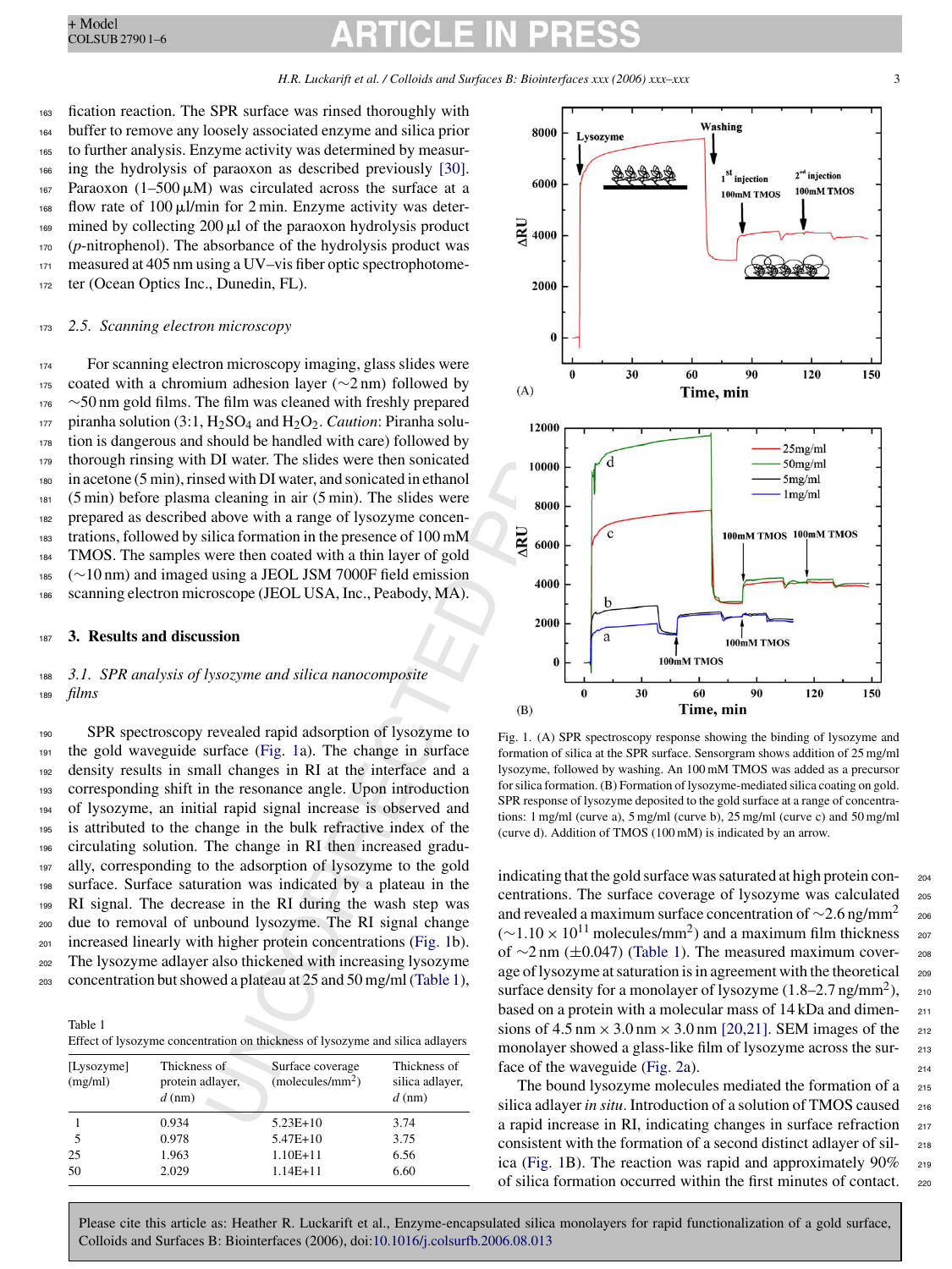fication reaction. The SPR surface was rinsed thoroughly with buffer to remove any loosely associated enzyme and silica prior to further analysis. Enzyme activity was determined by measuring the hydrolysis of paraoxon as described previously [30]. Paraoxon (1–500 μM) was circulated across the surface at a flow rate of 100 μl/min for 2 min. Enzyme activity was determined by collecting 200 μl of the paraoxon hydrolysis product (*p*-nitrophenol). The absorbance of the hydrolysis product was measured at 405 nm using a UV–vis fiber optic spectrophotometer (Ocean Optics Inc., Dunedin, FL).

### 2.5. Scanning electron microscopy

For scanning electron microscopy imaging, glass slides were coated with a chromium adhesion layer (~2 nm) followed by ~50 nm gold films. The film was cleaned with freshly prepared piranha solution (3:1, $H_2SO_4$ and $H_2O_2$. *Caution*: Piranha solution is dangerous and should be handled with care) followed by thorough rinsing with DI water. The slides were then sonicated in acetone (5 min), rinsed with DI water, and sonicated in ethanol (5 min) before plasma cleaning in air (5 min). The slides were prepared as described above with a range of lysozyme concentrations, followed by silica formation in the presence of 100 mM TMOS. The samples were then coated with a thin layer of gold (~10 nm) and imaged using a JEOL JSM 7000F field emission scanning electron microscope (JEOL USA, Inc., Peabody, MA).

## 3. Results and discussion

### 3.1. SPR analysis of lysozyme and silica nanocomposite films

SPR spectroscopy revealed rapid adsorption of lysozyme to the gold waveguide surface (Fig. 1a). The change in surface density results in small changes in RI at the interface and a corresponding shift in the resonance angle. Upon introduction of lysozyme, an initial rapid signal increase is observed and is attributed to the change in the bulk refractive index of the circulating solution. The change in RI then increased gradually, corresponding to the adsorption of lysozyme to the gold surface. Surface saturation was indicated by a plateau in the RI signal. The decrease in the RI during the wash step was due to removal of unbound lysozyme. The RI signal change increased linearly with higher protein concentrations (Fig. 1b). The lysozyme adlayer also thickened with increasing lysozyme concentration but showed a plateau at 25 and 50 mg/ml (Table 1), indicating that the gold surface was saturated at high protein concentrations. The surface coverage of lysozyme was calculated and revealed a maximum surface concentration of ~2.6 ng/mm$^2$ (~1.10 × 10$^{11}$ molecules/mm$^2$) and a maximum film thickness of ~2 nm (±0.047) (Table 1). The measured maximum coverage of lysozyme at saturation is in agreement with the theoretical surface density for a monolayer of lysozyme (1.8–2.7 ng/mm$^2$), based on a protein with a molecular mass of 14 kDa and dimensions of 4.5 nm × 3.0 nm × 3.0 nm [20,21]. SEM images of the monolayer showed a glass-like film of lysozyme across the surface of the waveguide (Fig. 2a).

The bound lysozyme molecules mediated the formation of a silica adlayer *in situ*. Introduction of a solution of TMOS caused a rapid increase in RI, indicating changes in surface refraction consistent with the formation of a second distinct adlayer of silica (Fig. 1B). The reaction was rapid and approximately 90% of silica formation occurred within the first minutes of contact.

Table 1
Effect of lysozyme concentration on thickness of lysozyme and silica adlayers

| [Lysozyme] (mg/ml) | Thickness of protein adlayer, *d* (nm) | Surface coverage (molecules/mm$^2$) | Thickness of silica adlayer, *d* (nm) |
|---|---|---|---|
| 1 | 0.934 | 5.23E+10 | 3.74 |
| 5 | 0.978 | 5.47E+10 | 3.75 |
| 25 | 1.963 | 1.10E+11 | 6.56 |
| 50 | 2.029 | 1.14E+11 | 6.60 |

Fig. 1. (A) SPR spectroscopy response showing the binding of lysozyme and formation of silica at the SPR surface. Sensorgram shows addition of 25 mg/ml lysozyme, followed by washing. An 100 mM TMOS was added as a precursor for silica formation. (B) Formation of lysozyme-mediated silica coating on gold. SPR response of lysozyme deposited to the gold surface at a range of concentrations: 1 mg/ml (curve a), 5 mg/ml (curve b), 25 mg/ml (curve c) and 50 mg/ml (curve d). Addition of TMOS (100 mM) is indicated by an arrow.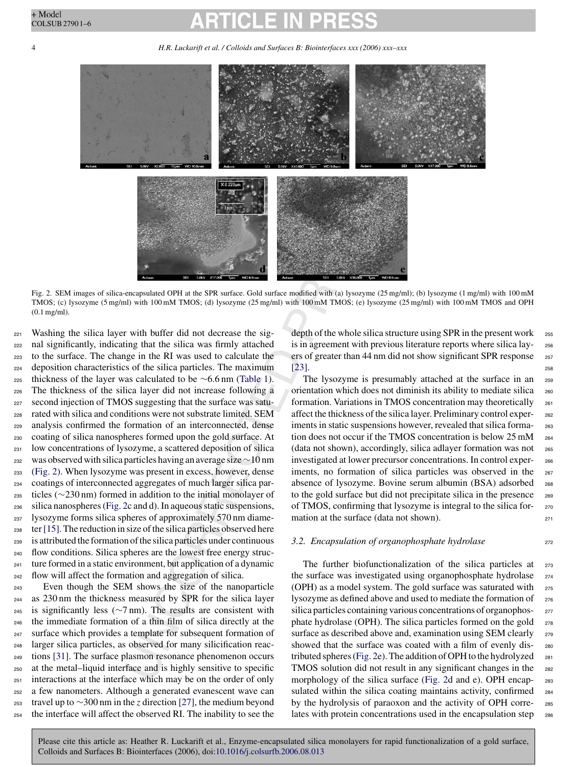Fig. 2. SEM images of silica-encapsulated OPH at the SPR surface. Gold surface modified with (a) lysozyme (25 mg/ml); (b) lysozyme (1 mg/ml) with 100 mM TMOS; (c) lysozyme (5 mg/ml) with 100 mM TMOS; (d) lysozyme (25 mg/ml) with 100 mM TMOS; (e) lysozyme (25 mg/ml) with 100 mM TMOS and OPH (0.1 mg/ml).

Washing the silica layer with buffer did not decrease the signal significantly, indicating that the silica was firmly attached to the surface. The change in the RI was used to calculate the deposition characteristics of the silica particles. The maximum thickness of the layer was calculated to be ~6.6 nm (Table 1). The thickness of the silica layer did not increase following a second injection of TMOS suggesting that the surface was saturated with silica and conditions were not substrate limited. SEM analysis confirmed the formation of an interconnected, dense coating of silica nanospheres formed upon the gold surface. At low concentrations of lysozyme, a scattered deposition of silica was observed with silica particles having an average size ~10 nm (Fig. 2). When lysozyme was present in excess, however, dense coatings of interconnected aggregates of much larger silica particles (~230 nm) formed in addition to the initial monolayer of silica nanospheres (Fig. 2c and d). In aqueous static suspensions, lysozyme forms silica spheres of approximately 570 nm diameter [15]. The reduction in size of the silica particles observed here is attributed the formation of the silica particles under continuous flow conditions. Silica spheres are the lowest free energy structure formed in a static environment, but application of a dynamic flow will affect the formation and aggregation of silica.

Even though the SEM shows the size of the nanoparticle as 230 nm the thickness measured by SPR for the silica layer is significantly less (~7 nm). The results are consistent with the immediate formation of a thin film of silica directly at the surface which provides a template for subsequent formation of larger silica particles, as observed for many silicification reactions [31]. The surface plasmon resonance phenomenon occurs at the metal–liquid interface and is highly sensitive to specific interactions at the interface which may be on the order of only a few nanometers. Although a generated evanescent wave can travel up to ~300 nm in the *z* direction [27], the medium beyond the interface will affect the observed RI. The inability to see the depth of the whole silica structure using SPR in the present work is in agreement with previous literature reports where silica layers of greater than 44 nm did not show significant SPR response [23].

The lysozyme is presumably attached at the surface in an orientation which does not diminish its ability to mediate silica formation. Variations in TMOS concentration may theoretically affect the thickness of the silica layer. Preliminary control experiments in static suspensions however, revealed that silica formation does not occur if the TMOS concentration is below 25 mM (data not shown), accordingly, silica adlayer formation was not investigated at lower precursor concentrations. In control experiments, no formation of silica particles was observed in the absence of lysozyme. Bovine serum albumin (BSA) adsorbed to the gold surface but did not precipitate silica in the presence of TMOS, confirming that lysozyme is integral to the silica formation at the surface (data not shown).

### 3.2. Encapsulation of organophosphate hydrolase

The further biofunctionalization of the silica particles at the surface was investigated using organophosphate hydrolase (OPH) as a model system. The gold surface was saturated with lysozyme as defined above and used to mediate the formation of silica particles containing various concentrations of organophosphate hydrolase (OPH). The silica particles formed on the gold surface as described above, and examination using SEM clearly showed that the surface was coated with a film of evenly distributed spheres (Fig. 2e). The addition of OPH to the hydrolyzed TMOS solution did not result in any significant changes in the morphology of the silica surface (Fig. 2d and e). OPH encapsulated within the silica coating maintains activity, confirmed by the hydrolysis of paraoxon and the activity of OPH correlates with protein concentrations used in the encapsulation step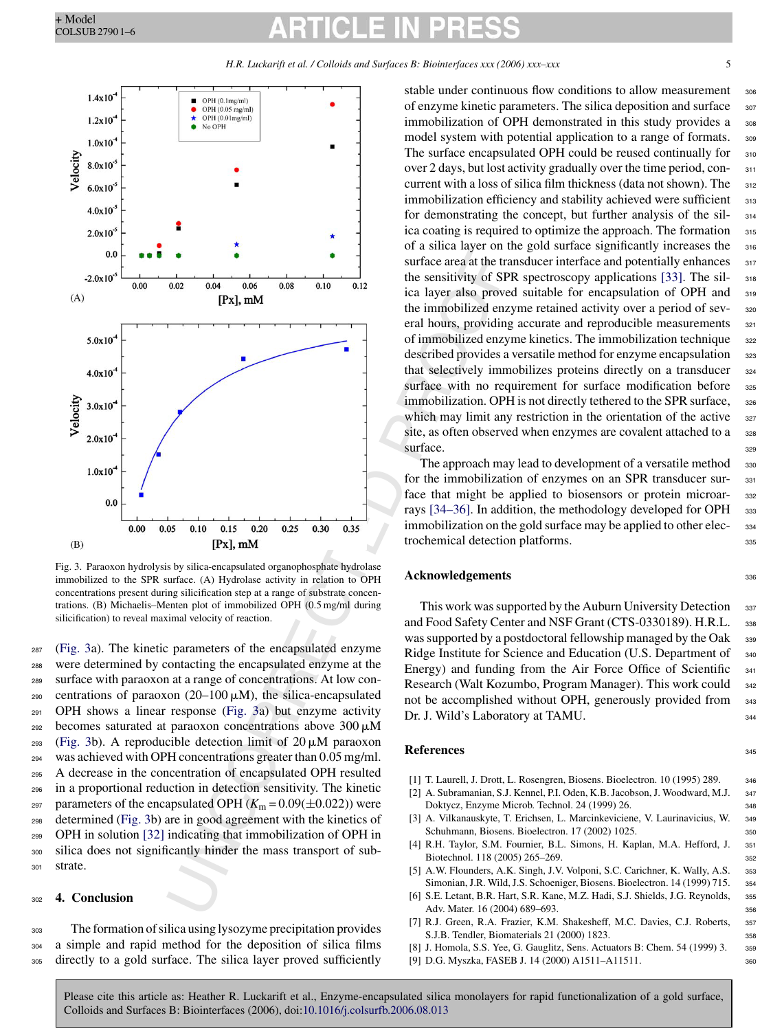Fig. 3. Paraoxon hydrolysis by silica-encapsulated organophosphate hydrolase immobilized to the SPR surface. (A) Hydrolase activity in relation to OPH concentrations present during silicification step at a range of substrate concentrations. (B) Michaelis–Menten plot of immobilized OPH (0.5 mg/ml during silicification) to reveal maximal velocity of reaction.

(Fig. 3a). The kinetic parameters of the encapsulated enzyme were determined by contacting the encapsulated enzyme at the surface with paraoxon at a range of concentrations. At low concentrations of paraoxon (20–100 μM), the silica-encapsulated OPH shows a linear response (Fig. 3a) but enzyme activity becomes saturated at paraoxon concentrations above 300 μM (Fig. 3b). A reproducible detection limit of 20 μM paraoxon was achieved with OPH concentrations greater than 0.05 mg/ml. A decrease in the concentration of encapsulated OPH resulted in a proportional reduction in detection sensitivity. The kinetic parameters of the encapsulated OPH ($K_m = 0.09(\pm 0.022)$) were determined (Fig. 3b) are in good agreement with the kinetics of OPH in solution [32] indicating that immobilization of OPH in silica does not significantly hinder the mass transport of substrate.

## 4. Conclusion

The formation of silica using lysozyme precipitation provides a simple and rapid method for the deposition of silica films directly to a gold surface. The silica layer proved sufficiently stable under continuous flow conditions to allow measurement of enzyme kinetic parameters. The silica deposition and surface immobilization of OPH demonstrated in this study provides a model system with potential application to a range of formats. The surface encapsulated OPH could be reused continually for over 2 days, but lost activity gradually over the time period, concurrent with a loss of silica film thickness (data not shown). The immobilization efficiency and stability achieved were sufficient for demonstrating the concept, but further analysis of the silica coating is required to optimize the approach. The formation of a silica layer on the gold surface significantly increases the surface area at the transducer interface and potentially enhances the sensitivity of SPR spectroscopy applications [33]. The silica layer also proved suitable for encapsulation of OPH and the immobilized enzyme retained activity over a period of several hours, providing accurate and reproducible measurements of immobilized enzyme kinetics. The immobilization technique described provides a versatile method for enzyme encapsulation that selectively immobilizes proteins directly on a transducer surface with no requirement for surface modification before immobilization. OPH is not directly tethered to the SPR surface, which may limit any restriction in the orientation of the active site, as often observed when enzymes are covalent attached to a surface.

The approach may lead to development of a versatile method for the immobilization of enzymes on an SPR transducer surface that might be applied to biosensors or protein microarrays [34–36]. In addition, the methodology developed for OPH immobilization on the gold surface may be applied to other electrochemical detection platforms.

## Acknowledgements

This work was supported by the Auburn University Detection and Food Safety Center and NSF Grant (CTS-0330189). H.R.L. was supported by a postdoctoral fellowship managed by the Oak Ridge Institute for Science and Education (U.S. Department of Energy) and funding from the Air Force Office of Scientific Research (Walt Kozumbo, Program Manager). This work could not be accomplished without OPH, generously provided from Dr. J. Wild's Laboratory at TAMU.

## References

[1] T. Laurell, J. Drott, L. Rosengren, Biosens. Bioelectron. 10 (1995) 289.
[2] A. Subramanian, S.J. Kennel, P.I. Oden, K.B. Jacobson, J. Woodward, M.J. Doktycz, Enzyme Microb. Technol. 24 (1999) 26.
[3] A. Vilkanauskyte, T. Erichsen, L. Marcinkeviciene, V. Laurinavicius, W. Schuhmann, Biosens. Bioelectron. 17 (2002) 1025.
[4] R.H. Taylor, S.M. Fournier, B.L. Simons, H. Kaplan, M.A. Hefford, J. Biotechnol. 118 (2005) 265–269.
[5] A.W. Flounders, A.K. Singh, J.V. Volponi, S.C. Carichner, K. Wally, A.S. Simonian, J.R. Wild, J.S. Schoeniger, Biosens. Bioelectron. 14 (1999) 715.
[6] S.E. Letant, B.R. Hart, S.R. Kane, M.Z. Hadi, S.J. Shields, J.G. Reynolds, Adv. Mater. 16 (2004) 689–693.
[7] R.J. Green, R.A. Frazier, K.M. Shakesheff, M.C. Davies, C.J. Roberts, S.J.B. Tendler, Biomaterials 21 (2000) 1823.
[8] J. Homola, S.S. Yee, G. Gauglitz, Sens. Actuators B: Chem. 54 (1999) 3.
[9] D.G. Myszka, FASEB J. 14 (2000) A1511–A11511.

Please cite this article as: Heather R. Luckarift et al., Enzyme-encapsulated silica monolayers for rapid functionalization of a gold surface, Colloids and Surfaces B: Biointerfaces (2006), doi:10.1016/j.colsurfb.2006.08.013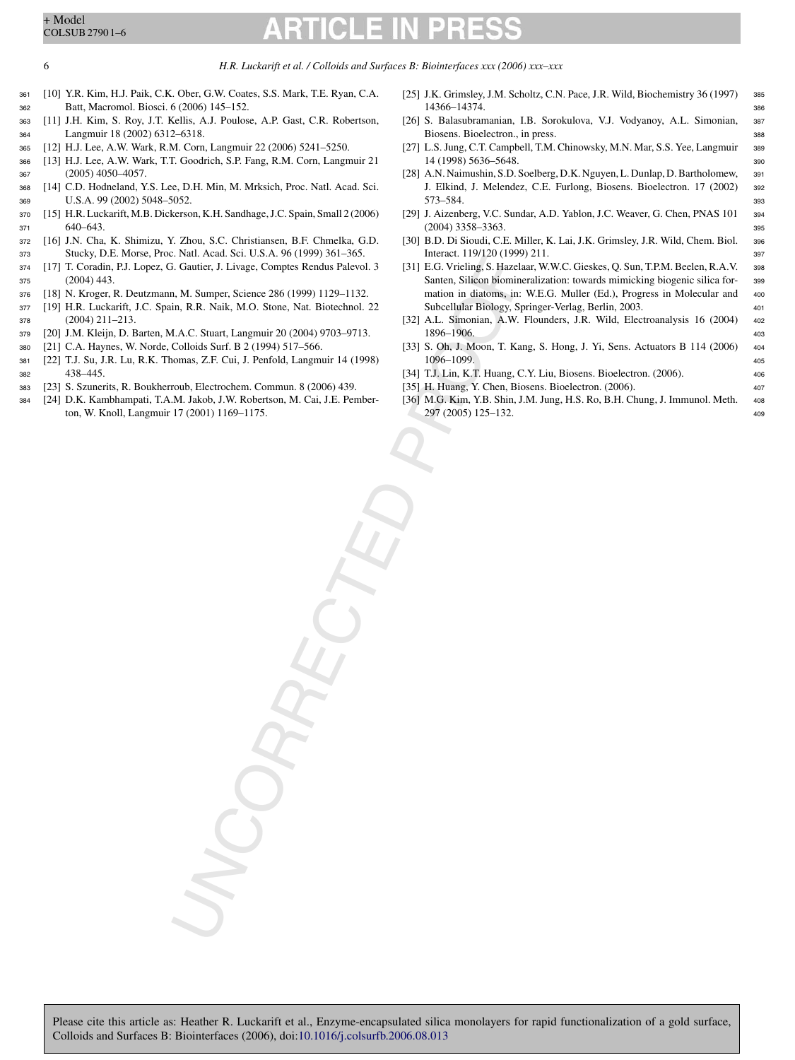[10] Y.R. Kim, H.J. Paik, C.K. Ober, G.W. Coates, S.S. Mark, T.E. Ryan, C.A. Batt, Macromol. Biosci. 6 (2006) 145–152.

[11] J.H. Kim, S. Roy, J.T. Kellis, A.J. Poulose, A.P. Gast, C.R. Robertson, Langmuir 18 (2002) 6312–6318.

[12] H.J. Lee, A.W. Wark, R.M. Corn, Langmuir 22 (2006) 5241–5250.

[13] H.J. Lee, A.W. Wark, T.T. Goodrich, S.P. Fang, R.M. Corn, Langmuir 21 (2005) 4050–4057.

[14] C.D. Hodneland, Y.S. Lee, D.H. Min, M. Mrksich, Proc. Natl. Acad. Sci. U.S.A. 99 (2002) 5048–5052.

[15] H.R. Luckarift, M.B. Dickerson, K.H. Sandhage, J.C. Spain, Small 2 (2006) 640–643.

[16] J.N. Cha, K. Shimizu, Y. Zhou, S.C. Christiansen, B.F. Chmelka, G.D. Stucky, D.E. Morse, Proc. Natl. Acad. Sci. U.S.A. 96 (1999) 361–365.

[17] T. Coradin, P.J. Lopez, G. Gautier, J. Livage, Comptes Rendus Palevol. 3 (2004) 443.

[18] N. Kroger, R. Deutzmann, M. Sumper, Science 286 (1999) 1129–1132.

[19] H.R. Luckarift, J.C. Spain, R.R. Naik, M.O. Stone, Nat. Biotechnol. 22 (2004) 211–213.

[20] J.M. Kleijn, D. Barten, M.A.C. Stuart, Langmuir 20 (2004) 9703–9713.

[21] C.A. Haynes, W. Norde, Colloids Surf. B 2 (1994) 517–566.

[22] T.J. Su, J.R. Lu, R.K. Thomas, Z.F. Cui, J. Penfold, Langmuir 14 (1998) 438–445.

[23] S. Szunerits, R. Boukherroub, Electrochem. Commun. 8 (2006) 439.

[24] D.K. Kambhampati, T.A.M. Jakob, J.W. Robertson, M. Cai, J.E. Pemberton, W. Knoll, Langmuir 17 (2001) 1169–1175.

[25] J.K. Grimsley, J.M. Scholtz, C.N. Pace, J.R. Wild, Biochemistry 36 (1997) 14366–14374.

[26] S. Balasubramanian, I.B. Sorokulova, V.J. Vodyanoy, A.L. Simonian, Biosens. Bioelectron., in press.

[27] L.S. Jung, C.T. Campbell, T.M. Chinowsky, M.N. Mar, S.S. Yee, Langmuir 14 (1998) 5636–5648.

[28] A.N. Naimushin, S.D. Soelberg, D.K. Nguyen, L. Dunlap, D. Bartholomew, J. Elkind, J. Melendez, C.E. Furlong, Biosens. Bioelectron. 17 (2002) 573–584.

[29] J. Aizenberg, V.C. Sundar, A.D. Yablon, J.C. Weaver, G. Chen, PNAS 101 (2004) 3358–3363.

[30] B.D. Di Sioudi, C.E. Miller, K. Lai, J.K. Grimsley, J.R. Wild, Chem. Biol. Interact. 119/120 (1999) 211.

[31] E.G. Vrieling, S. Hazelaar, W.W.C. Gieskes, Q. Sun, T.P.M. Beelen, R.A.V. Santen, Silicon biomineralization: towards mimicking biogenic silica formation in diatoms, in: W.E.G. Muller (Ed.), Progress in Molecular and Subcellular Biology, Springer-Verlag, Berlin, 2003.

[32] A.L. Simonian, A.W. Flounders, J.R. Wild, Electroanalysis 16 (2004) 1896–1906.

[33] S. Oh, J. Moon, T. Kang, S. Hong, J. Yi, Sens. Actuators B 114 (2006) 1096–1099.

[34] T.J. Lin, K.T. Huang, C.Y. Liu, Biosens. Bioelectron. (2006).

[35] H. Huang, Y. Chen, Biosens. Bioelectron. (2006).

[36] M.G. Kim, Y.B. Shin, J.M. Jung, H.S. Ro, B.H. Chung, J. Immunol. Meth. 297 (2005) 125–132.

Please cite this article as: Heather R. Luckarift et al., Enzyme-encapsulated silica monolayers for rapid functionalization of a gold surface, Colloids and Surfaces B: Biointerfaces (2006), doi:10.1016/j.colsurfb.2006.08.013